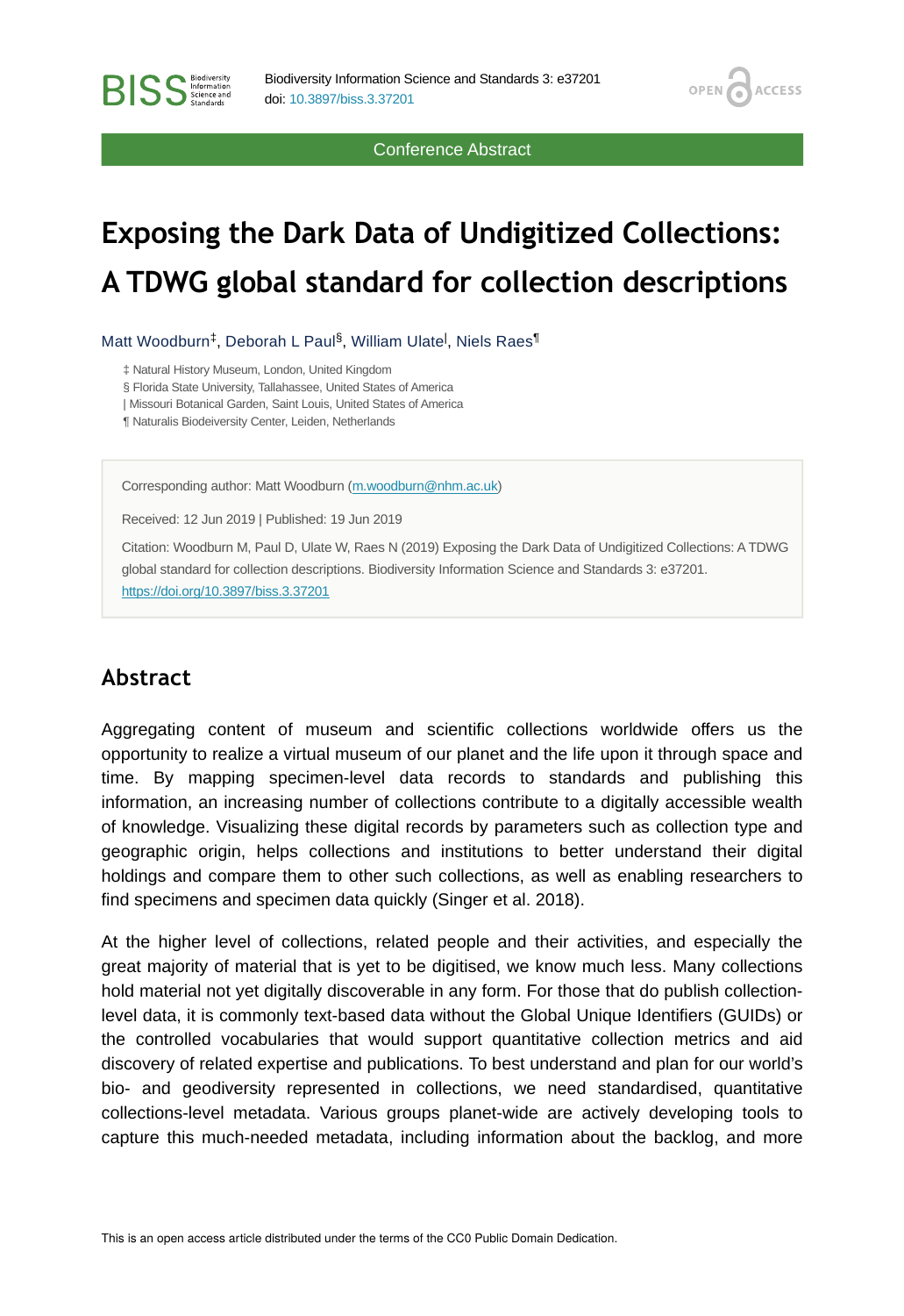Conference Abstract

# Exposing the Dark Data of Undigitized Collections: A TDWG global standard for collection descriptions

Matt Woodburn[‡], Deborah L Paul[§], William Ulate[|], Niels Raes[¶]

‡ Natural History Museum, London, United Kingdom
§ Florida State University, Tallahassee, United States of America
| Missouri Botanical Garden, Saint Louis, United States of America
¶ Naturalis Biodeiversity Center, Leiden, Netherlands

Corresponding author: Matt Woodburn (m.woodburn@nhm.ac.uk)

Received: 12 Jun 2019 | Published: 19 Jun 2019

Citation: Woodburn M, Paul D, Ulate W, Raes N (2019) Exposing the Dark Data of Undigitized Collections: A TDWG global standard for collection descriptions. Biodiversity Information Science and Standards 3: e37201. https://doi.org/10.3897/biss.3.37201

## Abstract

Aggregating content of museum and scientific collections worldwide offers us the opportunity to realize a virtual museum of our planet and the life upon it through space and time. By mapping specimen-level data records to standards and publishing this information, an increasing number of collections contribute to a digitally accessible wealth of knowledge. Visualizing these digital records by parameters such as collection type and geographic origin, helps collections and institutions to better understand their digital holdings and compare them to other such collections, as well as enabling researchers to find specimens and specimen data quickly (Singer et al. 2018).

At the higher level of collections, related people and their activities, and especially the great majority of material that is yet to be digitised, we know much less. Many collections hold material not yet digitally discoverable in any form. For those that do publish collection-level data, it is commonly text-based data without the Global Unique Identifiers (GUIDs) or the controlled vocabularies that would support quantitative collection metrics and aid discovery of related expertise and publications. To best understand and plan for our world's bio- and geodiversity represented in collections, we need standardised, quantitative collections-level metadata. Various groups planet-wide are actively developing tools to capture this much-needed metadata, including information about the backlog, and more

This is an open access article distributed under the terms of the CC0 Public Domain Dedication.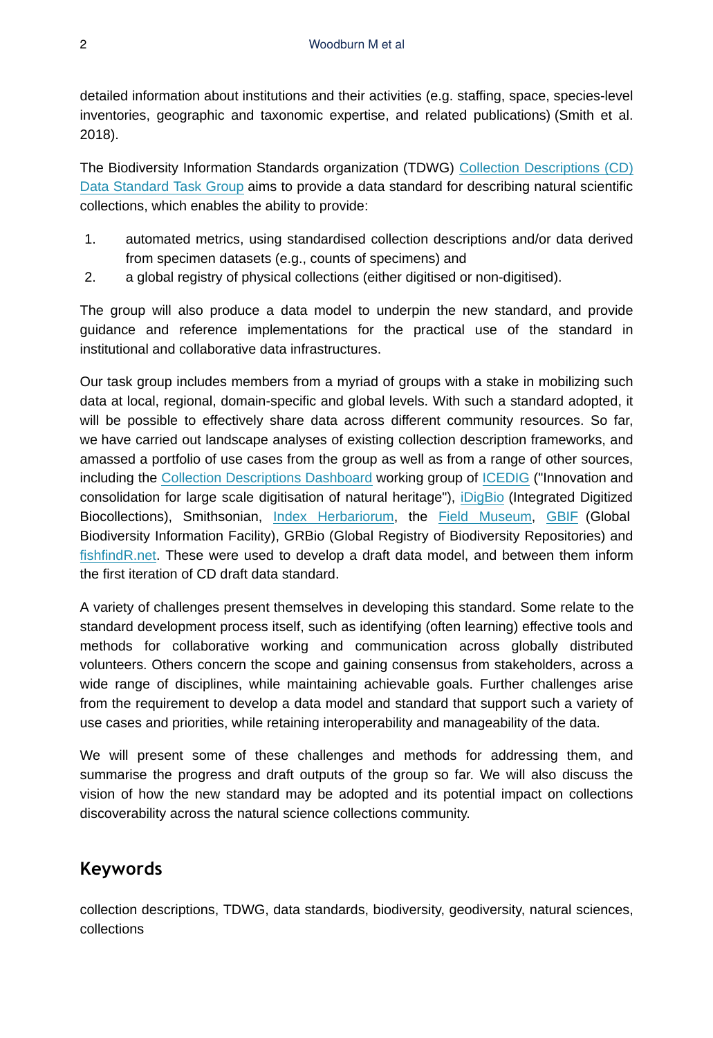detailed information about institutions and their activities (e.g. staffing, space, species-level inventories, geographic and taxonomic expertise, and related publications) (Smith et al. 2018).

The Biodiversity Information Standards organization (TDWG) Collection Descriptions (CD) Data Standard Task Group aims to provide a data standard for describing natural scientific collections, which enables the ability to provide:

1. automated metrics, using standardised collection descriptions and/or data derived from specimen datasets (e.g., counts of specimens) and
2. a global registry of physical collections (either digitised or non-digitised).

The group will also produce a data model to underpin the new standard, and provide guidance and reference implementations for the practical use of the standard in institutional and collaborative data infrastructures.

Our task group includes members from a myriad of groups with a stake in mobilizing such data at local, regional, domain-specific and global levels. With such a standard adopted, it will be possible to effectively share data across different community resources. So far, we have carried out landscape analyses of existing collection description frameworks, and amassed a portfolio of use cases from the group as well as from a range of other sources, including the Collection Descriptions Dashboard working group of ICEDIG ("Innovation and consolidation for large scale digitisation of natural heritage"), iDigBio (Integrated Digitized Biocollections), Smithsonian, Index Herbariorum, the Field Museum, GBIF (Global Biodiversity Information Facility), GRBio (Global Registry of Biodiversity Repositories) and fishfindR.net. These were used to develop a draft data model, and between them inform the first iteration of CD draft data standard.

A variety of challenges present themselves in developing this standard. Some relate to the standard development process itself, such as identifying (often learning) effective tools and methods for collaborative working and communication across globally distributed volunteers. Others concern the scope and gaining consensus from stakeholders, across a wide range of disciplines, while maintaining achievable goals. Further challenges arise from the requirement to develop a data model and standard that support such a variety of use cases and priorities, while retaining interoperability and manageability of the data.

We will present some of these challenges and methods for addressing them, and summarise the progress and draft outputs of the group so far. We will also discuss the vision of how the new standard may be adopted and its potential impact on collections discoverability across the natural science collections community.

## Keywords

collection descriptions, TDWG, data standards, biodiversity, geodiversity, natural sciences, collections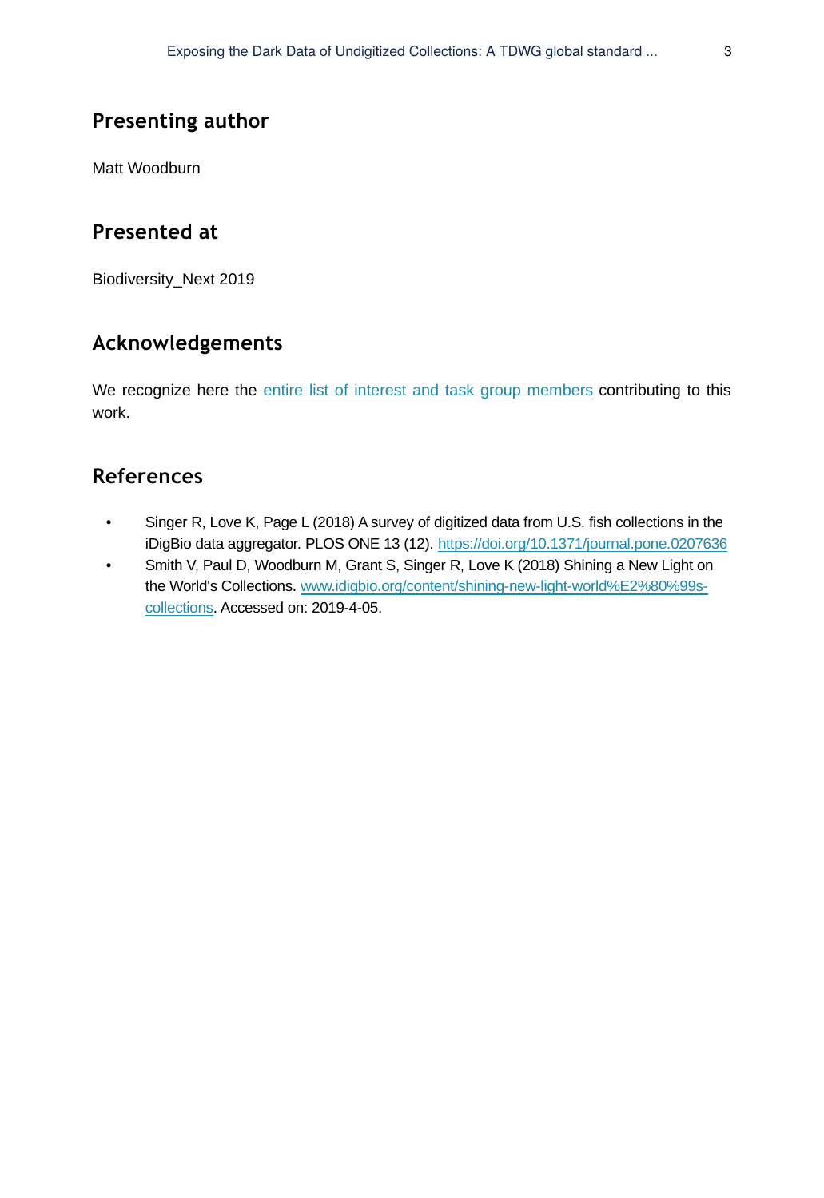## Presenting author

Matt Woodburn

## Presented at

Biodiversity_Next 2019

## Acknowledgements

We recognize here the [entire list of interest and task group members](#) contributing to this work.

## References

- Singer R, Love K, Page L (2018) A survey of digitized data from U.S. fish collections in the iDigBio data aggregator. PLOS ONE 13 (12). [https://doi.org/10.1371/journal.pone.0207636](https://doi.org/10.1371/journal.pone.0207636)
- Smith V, Paul D, Woodburn M, Grant S, Singer R, Love K (2018) Shining a New Light on the World's Collections. [www.idigbio.org/content/shining-new-light-world%E2%80%99s-collections](http://www.idigbio.org/content/shining-new-light-world%E2%80%99s-collections). Accessed on: 2019-4-05.